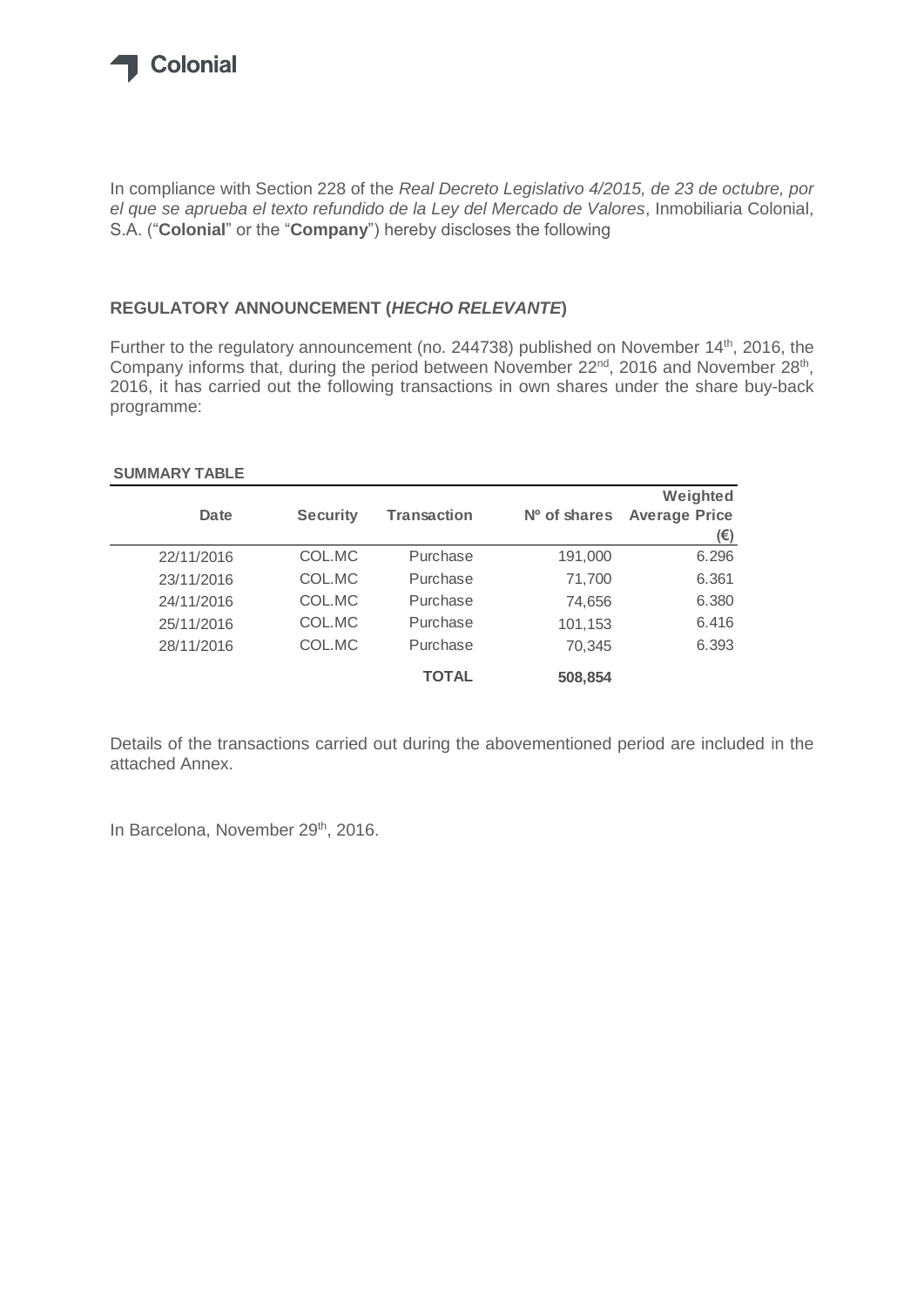Colonial

In compliance with Section 228 of the *Real Decreto Legislativo 4/2015, de 23 de octubre, por el que se aprueba el texto refundido de la Ley del Mercado de Valores*, Inmobiliaria Colonial, S.A. ("**Colonial**" or the "**Company**") hereby discloses the following

## REGULATORY ANNOUNCEMENT (*HECHO RELEVANTE*)

Further to the regulatory announcement (no. 244738) published on November 14th, 2016, the Company informs that, during the period between November 22nd, 2016 and November 28th, 2016, it has carried out the following transactions in own shares under the share buy-back programme:

**SUMMARY TABLE**

| Date | Security | Transaction | Nº of shares | Weighted Average Price (€) |
|---|---|---|---|---|
| 22/11/2016 | COL.MC | Purchase | 191,000 | 6.296 |
| 23/11/2016 | COL.MC | Purchase | 71,700 | 6.361 |
| 24/11/2016 | COL.MC | Purchase | 74,656 | 6.380 |
| 25/11/2016 | COL.MC | Purchase | 101,153 | 6.416 |
| 28/11/2016 | COL.MC | Purchase | 70,345 | 6.393 |
| | | **TOTAL** | **508,854** | |

Details of the transactions carried out during the abovementioned period are included in the attached Annex.

In Barcelona, November 29th, 2016.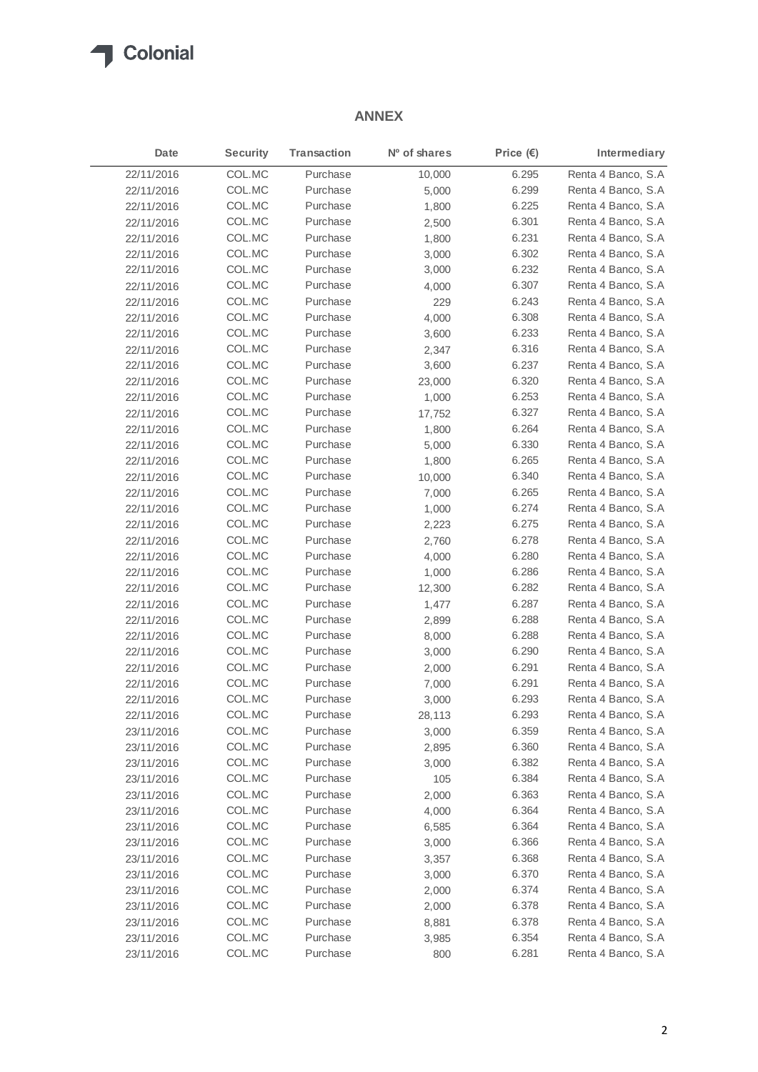## ANNEX

| Date | Security | Transaction | Nº of shares | Price (€) | Intermediary |
|---|---|---|---|---|---|
| 22/11/2016 | COL.MC | Purchase | 10,000 | 6.295 | Renta 4 Banco, S.A |
| 22/11/2016 | COL.MC | Purchase | 5,000 | 6.299 | Renta 4 Banco, S.A |
| 22/11/2016 | COL.MC | Purchase | 1,800 | 6.225 | Renta 4 Banco, S.A |
| 22/11/2016 | COL.MC | Purchase | 2,500 | 6.301 | Renta 4 Banco, S.A |
| 22/11/2016 | COL.MC | Purchase | 1,800 | 6.231 | Renta 4 Banco, S.A |
| 22/11/2016 | COL.MC | Purchase | 3,000 | 6.302 | Renta 4 Banco, S.A |
| 22/11/2016 | COL.MC | Purchase | 3,000 | 6.232 | Renta 4 Banco, S.A |
| 22/11/2016 | COL.MC | Purchase | 4,000 | 6.307 | Renta 4 Banco, S.A |
| 22/11/2016 | COL.MC | Purchase | 229 | 6.243 | Renta 4 Banco, S.A |
| 22/11/2016 | COL.MC | Purchase | 4,000 | 6.308 | Renta 4 Banco, S.A |
| 22/11/2016 | COL.MC | Purchase | 3,600 | 6.233 | Renta 4 Banco, S.A |
| 22/11/2016 | COL.MC | Purchase | 2,347 | 6.316 | Renta 4 Banco, S.A |
| 22/11/2016 | COL.MC | Purchase | 3,600 | 6.237 | Renta 4 Banco, S.A |
| 22/11/2016 | COL.MC | Purchase | 23,000 | 6.320 | Renta 4 Banco, S.A |
| 22/11/2016 | COL.MC | Purchase | 1,000 | 6.253 | Renta 4 Banco, S.A |
| 22/11/2016 | COL.MC | Purchase | 17,752 | 6.327 | Renta 4 Banco, S.A |
| 22/11/2016 | COL.MC | Purchase | 1,800 | 6.264 | Renta 4 Banco, S.A |
| 22/11/2016 | COL.MC | Purchase | 5,000 | 6.330 | Renta 4 Banco, S.A |
| 22/11/2016 | COL.MC | Purchase | 1,800 | 6.265 | Renta 4 Banco, S.A |
| 22/11/2016 | COL.MC | Purchase | 10,000 | 6.340 | Renta 4 Banco, S.A |
| 22/11/2016 | COL.MC | Purchase | 7,000 | 6.265 | Renta 4 Banco, S.A |
| 22/11/2016 | COL.MC | Purchase | 1,000 | 6.274 | Renta 4 Banco, S.A |
| 22/11/2016 | COL.MC | Purchase | 2,223 | 6.275 | Renta 4 Banco, S.A |
| 22/11/2016 | COL.MC | Purchase | 2,760 | 6.278 | Renta 4 Banco, S.A |
| 22/11/2016 | COL.MC | Purchase | 4,000 | 6.280 | Renta 4 Banco, S.A |
| 22/11/2016 | COL.MC | Purchase | 1,000 | 6.286 | Renta 4 Banco, S.A |
| 22/11/2016 | COL.MC | Purchase | 12,300 | 6.282 | Renta 4 Banco, S.A |
| 22/11/2016 | COL.MC | Purchase | 1,477 | 6.287 | Renta 4 Banco, S.A |
| 22/11/2016 | COL.MC | Purchase | 2,899 | 6.288 | Renta 4 Banco, S.A |
| 22/11/2016 | COL.MC | Purchase | 8,000 | 6.288 | Renta 4 Banco, S.A |
| 22/11/2016 | COL.MC | Purchase | 3,000 | 6.290 | Renta 4 Banco, S.A |
| 22/11/2016 | COL.MC | Purchase | 2,000 | 6.291 | Renta 4 Banco, S.A |
| 22/11/2016 | COL.MC | Purchase | 7,000 | 6.291 | Renta 4 Banco, S.A |
| 22/11/2016 | COL.MC | Purchase | 3,000 | 6.293 | Renta 4 Banco, S.A |
| 22/11/2016 | COL.MC | Purchase | 28,113 | 6.293 | Renta 4 Banco, S.A |
| 23/11/2016 | COL.MC | Purchase | 3,000 | 6.359 | Renta 4 Banco, S.A |
| 23/11/2016 | COL.MC | Purchase | 2,895 | 6.360 | Renta 4 Banco, S.A |
| 23/11/2016 | COL.MC | Purchase | 3,000 | 6.382 | Renta 4 Banco, S.A |
| 23/11/2016 | COL.MC | Purchase | 105 | 6.384 | Renta 4 Banco, S.A |
| 23/11/2016 | COL.MC | Purchase | 2,000 | 6.363 | Renta 4 Banco, S.A |
| 23/11/2016 | COL.MC | Purchase | 4,000 | 6.364 | Renta 4 Banco, S.A |
| 23/11/2016 | COL.MC | Purchase | 6,585 | 6.364 | Renta 4 Banco, S.A |
| 23/11/2016 | COL.MC | Purchase | 3,000 | 6.366 | Renta 4 Banco, S.A |
| 23/11/2016 | COL.MC | Purchase | 3,357 | 6.368 | Renta 4 Banco, S.A |
| 23/11/2016 | COL.MC | Purchase | 3,000 | 6.370 | Renta 4 Banco, S.A |
| 23/11/2016 | COL.MC | Purchase | 2,000 | 6.374 | Renta 4 Banco, S.A |
| 23/11/2016 | COL.MC | Purchase | 2,000 | 6.378 | Renta 4 Banco, S.A |
| 23/11/2016 | COL.MC | Purchase | 8,881 | 6.378 | Renta 4 Banco, S.A |
| 23/11/2016 | COL.MC | Purchase | 3,985 | 6.354 | Renta 4 Banco, S.A |
| 23/11/2016 | COL.MC | Purchase | 800 | 6.281 | Renta 4 Banco, S.A |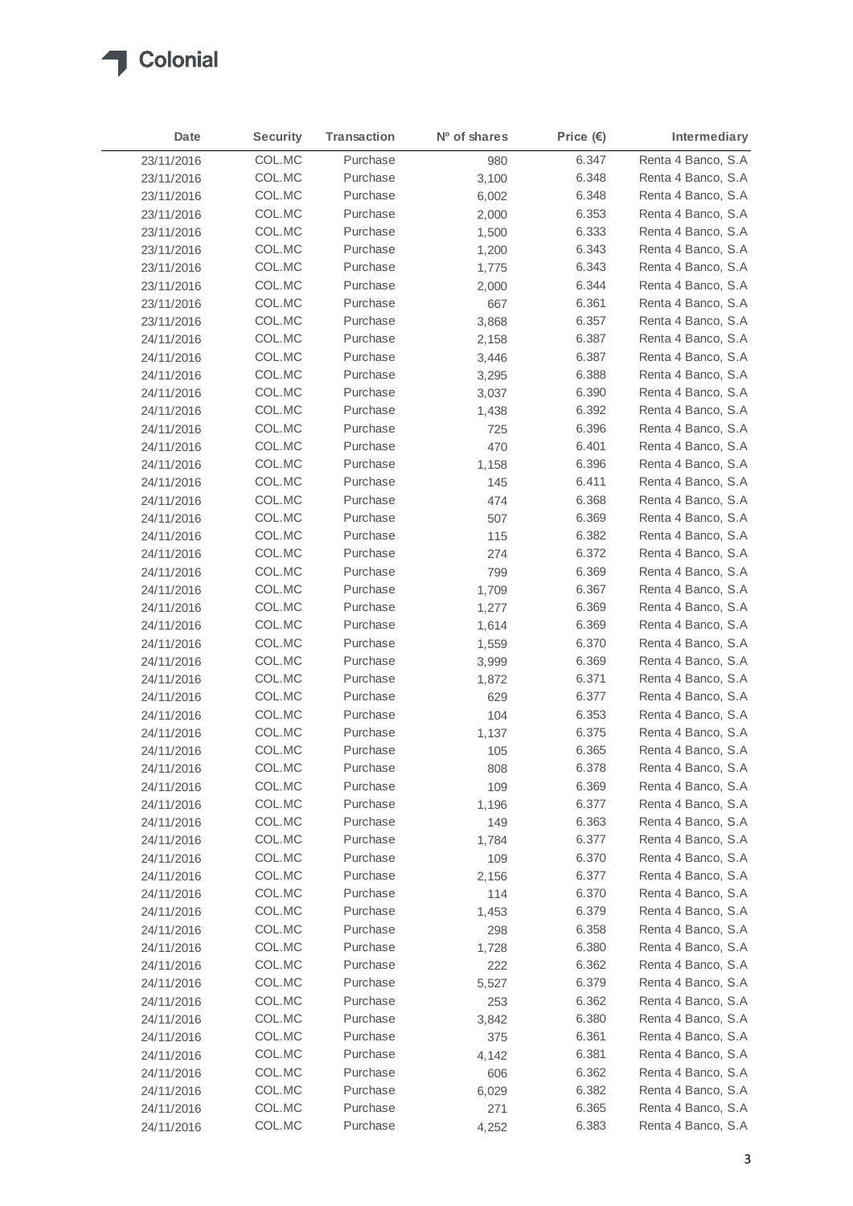Colonial

| Date | Security | Transaction | Nº of shares | Price (€) | Intermediary |
|---|---|---|---|---|---|
| 23/11/2016 | COL.MC | Purchase | 980 | 6.347 | Renta 4 Banco, S.A |
| 23/11/2016 | COL.MC | Purchase | 3,100 | 6.348 | Renta 4 Banco, S.A |
| 23/11/2016 | COL.MC | Purchase | 6,002 | 6.348 | Renta 4 Banco, S.A |
| 23/11/2016 | COL.MC | Purchase | 2,000 | 6.353 | Renta 4 Banco, S.A |
| 23/11/2016 | COL.MC | Purchase | 1,500 | 6.333 | Renta 4 Banco, S.A |
| 23/11/2016 | COL.MC | Purchase | 1,200 | 6.343 | Renta 4 Banco, S.A |
| 23/11/2016 | COL.MC | Purchase | 1,775 | 6.343 | Renta 4 Banco, S.A |
| 23/11/2016 | COL.MC | Purchase | 2,000 | 6.344 | Renta 4 Banco, S.A |
| 23/11/2016 | COL.MC | Purchase | 667 | 6.361 | Renta 4 Banco, S.A |
| 23/11/2016 | COL.MC | Purchase | 3,868 | 6.357 | Renta 4 Banco, S.A |
| 24/11/2016 | COL.MC | Purchase | 2,158 | 6.387 | Renta 4 Banco, S.A |
| 24/11/2016 | COL.MC | Purchase | 3,446 | 6.387 | Renta 4 Banco, S.A |
| 24/11/2016 | COL.MC | Purchase | 3,295 | 6.388 | Renta 4 Banco, S.A |
| 24/11/2016 | COL.MC | Purchase | 3,037 | 6.390 | Renta 4 Banco, S.A |
| 24/11/2016 | COL.MC | Purchase | 1,438 | 6.392 | Renta 4 Banco, S.A |
| 24/11/2016 | COL.MC | Purchase | 725 | 6.396 | Renta 4 Banco, S.A |
| 24/11/2016 | COL.MC | Purchase | 470 | 6.401 | Renta 4 Banco, S.A |
| 24/11/2016 | COL.MC | Purchase | 1,158 | 6.396 | Renta 4 Banco, S.A |
| 24/11/2016 | COL.MC | Purchase | 145 | 6.411 | Renta 4 Banco, S.A |
| 24/11/2016 | COL.MC | Purchase | 474 | 6.368 | Renta 4 Banco, S.A |
| 24/11/2016 | COL.MC | Purchase | 507 | 6.369 | Renta 4 Banco, S.A |
| 24/11/2016 | COL.MC | Purchase | 115 | 6.382 | Renta 4 Banco, S.A |
| 24/11/2016 | COL.MC | Purchase | 274 | 6.372 | Renta 4 Banco, S.A |
| 24/11/2016 | COL.MC | Purchase | 799 | 6.369 | Renta 4 Banco, S.A |
| 24/11/2016 | COL.MC | Purchase | 1,709 | 6.367 | Renta 4 Banco, S.A |
| 24/11/2016 | COL.MC | Purchase | 1,277 | 6.369 | Renta 4 Banco, S.A |
| 24/11/2016 | COL.MC | Purchase | 1,614 | 6.369 | Renta 4 Banco, S.A |
| 24/11/2016 | COL.MC | Purchase | 1,559 | 6.370 | Renta 4 Banco, S.A |
| 24/11/2016 | COL.MC | Purchase | 3,999 | 6.369 | Renta 4 Banco, S.A |
| 24/11/2016 | COL.MC | Purchase | 1,872 | 6.371 | Renta 4 Banco, S.A |
| 24/11/2016 | COL.MC | Purchase | 629 | 6.377 | Renta 4 Banco, S.A |
| 24/11/2016 | COL.MC | Purchase | 104 | 6.353 | Renta 4 Banco, S.A |
| 24/11/2016 | COL.MC | Purchase | 1,137 | 6.375 | Renta 4 Banco, S.A |
| 24/11/2016 | COL.MC | Purchase | 105 | 6.365 | Renta 4 Banco, S.A |
| 24/11/2016 | COL.MC | Purchase | 808 | 6.378 | Renta 4 Banco, S.A |
| 24/11/2016 | COL.MC | Purchase | 109 | 6.369 | Renta 4 Banco, S.A |
| 24/11/2016 | COL.MC | Purchase | 1,196 | 6.377 | Renta 4 Banco, S.A |
| 24/11/2016 | COL.MC | Purchase | 149 | 6.363 | Renta 4 Banco, S.A |
| 24/11/2016 | COL.MC | Purchase | 1,784 | 6.377 | Renta 4 Banco, S.A |
| 24/11/2016 | COL.MC | Purchase | 109 | 6.370 | Renta 4 Banco, S.A |
| 24/11/2016 | COL.MC | Purchase | 2,156 | 6.377 | Renta 4 Banco, S.A |
| 24/11/2016 | COL.MC | Purchase | 114 | 6.370 | Renta 4 Banco, S.A |
| 24/11/2016 | COL.MC | Purchase | 1,453 | 6.379 | Renta 4 Banco, S.A |
| 24/11/2016 | COL.MC | Purchase | 298 | 6.358 | Renta 4 Banco, S.A |
| 24/11/2016 | COL.MC | Purchase | 1,728 | 6.380 | Renta 4 Banco, S.A |
| 24/11/2016 | COL.MC | Purchase | 222 | 6.362 | Renta 4 Banco, S.A |
| 24/11/2016 | COL.MC | Purchase | 5,527 | 6.379 | Renta 4 Banco, S.A |
| 24/11/2016 | COL.MC | Purchase | 253 | 6.362 | Renta 4 Banco, S.A |
| 24/11/2016 | COL.MC | Purchase | 3,842 | 6.380 | Renta 4 Banco, S.A |
| 24/11/2016 | COL.MC | Purchase | 375 | 6.361 | Renta 4 Banco, S.A |
| 24/11/2016 | COL.MC | Purchase | 4,142 | 6.381 | Renta 4 Banco, S.A |
| 24/11/2016 | COL.MC | Purchase | 606 | 6.362 | Renta 4 Banco, S.A |
| 24/11/2016 | COL.MC | Purchase | 6,029 | 6.382 | Renta 4 Banco, S.A |
| 24/11/2016 | COL.MC | Purchase | 271 | 6.365 | Renta 4 Banco, S.A |
| 24/11/2016 | COL.MC | Purchase | 4,252 | 6.383 | Renta 4 Banco, S.A |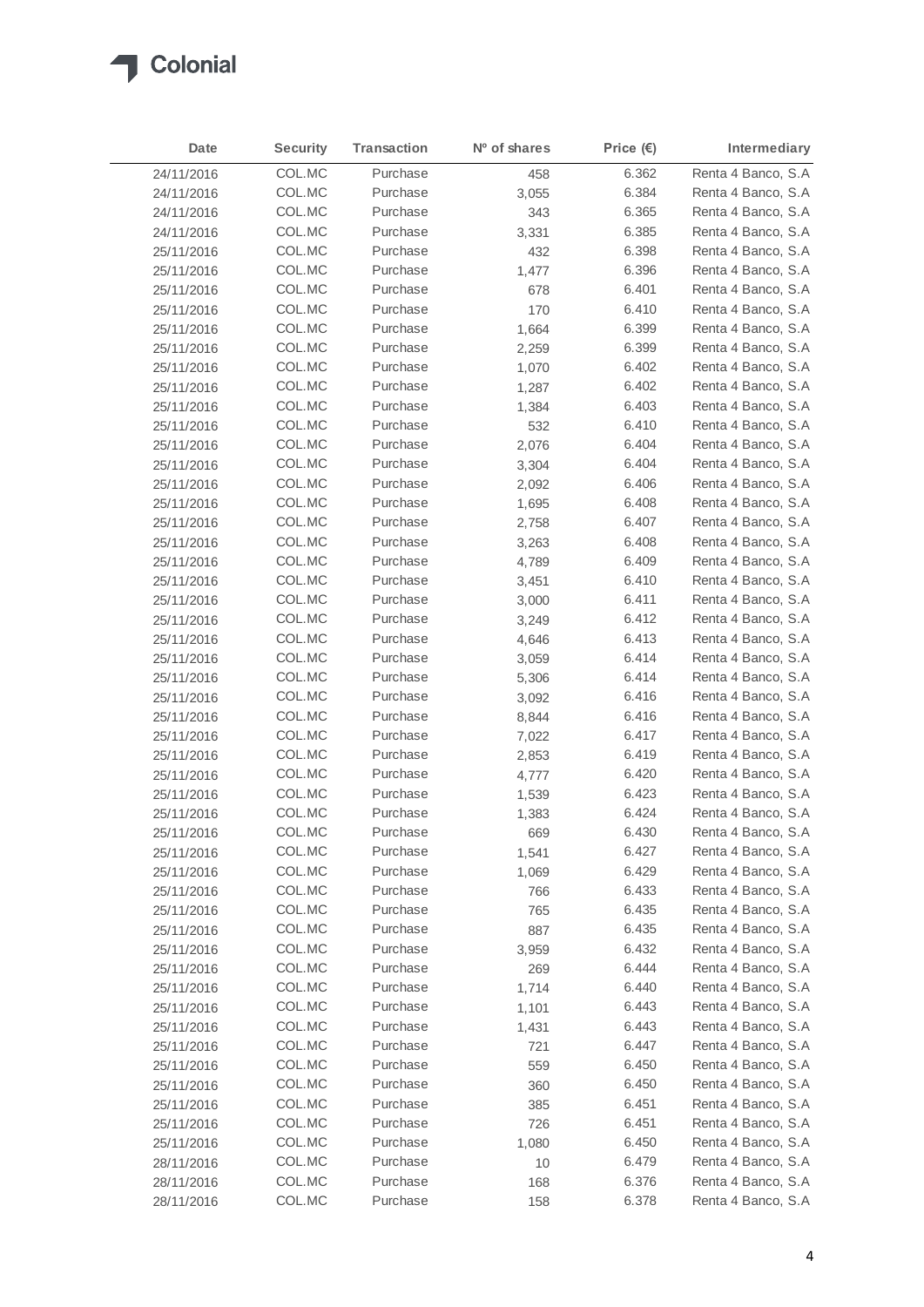| Date | Security | Transaction | Nº of shares | Price (€) | Intermediary |
|---|---|---|---|---|---|
| 24/11/2016 | COL.MC | Purchase | 458 | 6.362 | Renta 4 Banco, S.A |
| 24/11/2016 | COL.MC | Purchase | 3,055 | 6.384 | Renta 4 Banco, S.A |
| 24/11/2016 | COL.MC | Purchase | 343 | 6.365 | Renta 4 Banco, S.A |
| 24/11/2016 | COL.MC | Purchase | 3,331 | 6.385 | Renta 4 Banco, S.A |
| 25/11/2016 | COL.MC | Purchase | 432 | 6.398 | Renta 4 Banco, S.A |
| 25/11/2016 | COL.MC | Purchase | 1,477 | 6.396 | Renta 4 Banco, S.A |
| 25/11/2016 | COL.MC | Purchase | 678 | 6.401 | Renta 4 Banco, S.A |
| 25/11/2016 | COL.MC | Purchase | 170 | 6.410 | Renta 4 Banco, S.A |
| 25/11/2016 | COL.MC | Purchase | 1,664 | 6.399 | Renta 4 Banco, S.A |
| 25/11/2016 | COL.MC | Purchase | 2,259 | 6.399 | Renta 4 Banco, S.A |
| 25/11/2016 | COL.MC | Purchase | 1,070 | 6.402 | Renta 4 Banco, S.A |
| 25/11/2016 | COL.MC | Purchase | 1,287 | 6.402 | Renta 4 Banco, S.A |
| 25/11/2016 | COL.MC | Purchase | 1,384 | 6.403 | Renta 4 Banco, S.A |
| 25/11/2016 | COL.MC | Purchase | 532 | 6.410 | Renta 4 Banco, S.A |
| 25/11/2016 | COL.MC | Purchase | 2,076 | 6.404 | Renta 4 Banco, S.A |
| 25/11/2016 | COL.MC | Purchase | 3,304 | 6.404 | Renta 4 Banco, S.A |
| 25/11/2016 | COL.MC | Purchase | 2,092 | 6.406 | Renta 4 Banco, S.A |
| 25/11/2016 | COL.MC | Purchase | 1,695 | 6.408 | Renta 4 Banco, S.A |
| 25/11/2016 | COL.MC | Purchase | 2,758 | 6.407 | Renta 4 Banco, S.A |
| 25/11/2016 | COL.MC | Purchase | 3,263 | 6.408 | Renta 4 Banco, S.A |
| 25/11/2016 | COL.MC | Purchase | 4,789 | 6.409 | Renta 4 Banco, S.A |
| 25/11/2016 | COL.MC | Purchase | 3,451 | 6.410 | Renta 4 Banco, S.A |
| 25/11/2016 | COL.MC | Purchase | 3,000 | 6.411 | Renta 4 Banco, S.A |
| 25/11/2016 | COL.MC | Purchase | 3,249 | 6.412 | Renta 4 Banco, S.A |
| 25/11/2016 | COL.MC | Purchase | 4,646 | 6.413 | Renta 4 Banco, S.A |
| 25/11/2016 | COL.MC | Purchase | 3,059 | 6.414 | Renta 4 Banco, S.A |
| 25/11/2016 | COL.MC | Purchase | 5,306 | 6.414 | Renta 4 Banco, S.A |
| 25/11/2016 | COL.MC | Purchase | 3,092 | 6.416 | Renta 4 Banco, S.A |
| 25/11/2016 | COL.MC | Purchase | 8,844 | 6.416 | Renta 4 Banco, S.A |
| 25/11/2016 | COL.MC | Purchase | 7,022 | 6.417 | Renta 4 Banco, S.A |
| 25/11/2016 | COL.MC | Purchase | 2,853 | 6.419 | Renta 4 Banco, S.A |
| 25/11/2016 | COL.MC | Purchase | 4,777 | 6.420 | Renta 4 Banco, S.A |
| 25/11/2016 | COL.MC | Purchase | 1,539 | 6.423 | Renta 4 Banco, S.A |
| 25/11/2016 | COL.MC | Purchase | 1,383 | 6.424 | Renta 4 Banco, S.A |
| 25/11/2016 | COL.MC | Purchase | 669 | 6.430 | Renta 4 Banco, S.A |
| 25/11/2016 | COL.MC | Purchase | 1,541 | 6.427 | Renta 4 Banco, S.A |
| 25/11/2016 | COL.MC | Purchase | 1,069 | 6.429 | Renta 4 Banco, S.A |
| 25/11/2016 | COL.MC | Purchase | 766 | 6.433 | Renta 4 Banco, S.A |
| 25/11/2016 | COL.MC | Purchase | 765 | 6.435 | Renta 4 Banco, S.A |
| 25/11/2016 | COL.MC | Purchase | 887 | 6.435 | Renta 4 Banco, S.A |
| 25/11/2016 | COL.MC | Purchase | 3,959 | 6.432 | Renta 4 Banco, S.A |
| 25/11/2016 | COL.MC | Purchase | 269 | 6.444 | Renta 4 Banco, S.A |
| 25/11/2016 | COL.MC | Purchase | 1,714 | 6.440 | Renta 4 Banco, S.A |
| 25/11/2016 | COL.MC | Purchase | 1,101 | 6.443 | Renta 4 Banco, S.A |
| 25/11/2016 | COL.MC | Purchase | 1,431 | 6.443 | Renta 4 Banco, S.A |
| 25/11/2016 | COL.MC | Purchase | 721 | 6.447 | Renta 4 Banco, S.A |
| 25/11/2016 | COL.MC | Purchase | 559 | 6.450 | Renta 4 Banco, S.A |
| 25/11/2016 | COL.MC | Purchase | 360 | 6.450 | Renta 4 Banco, S.A |
| 25/11/2016 | COL.MC | Purchase | 385 | 6.451 | Renta 4 Banco, S.A |
| 25/11/2016 | COL.MC | Purchase | 726 | 6.451 | Renta 4 Banco, S.A |
| 25/11/2016 | COL.MC | Purchase | 1,080 | 6.450 | Renta 4 Banco, S.A |
| 28/11/2016 | COL.MC | Purchase | 10 | 6.479 | Renta 4 Banco, S.A |
| 28/11/2016 | COL.MC | Purchase | 168 | 6.376 | Renta 4 Banco, S.A |
| 28/11/2016 | COL.MC | Purchase | 158 | 6.378 | Renta 4 Banco, S.A |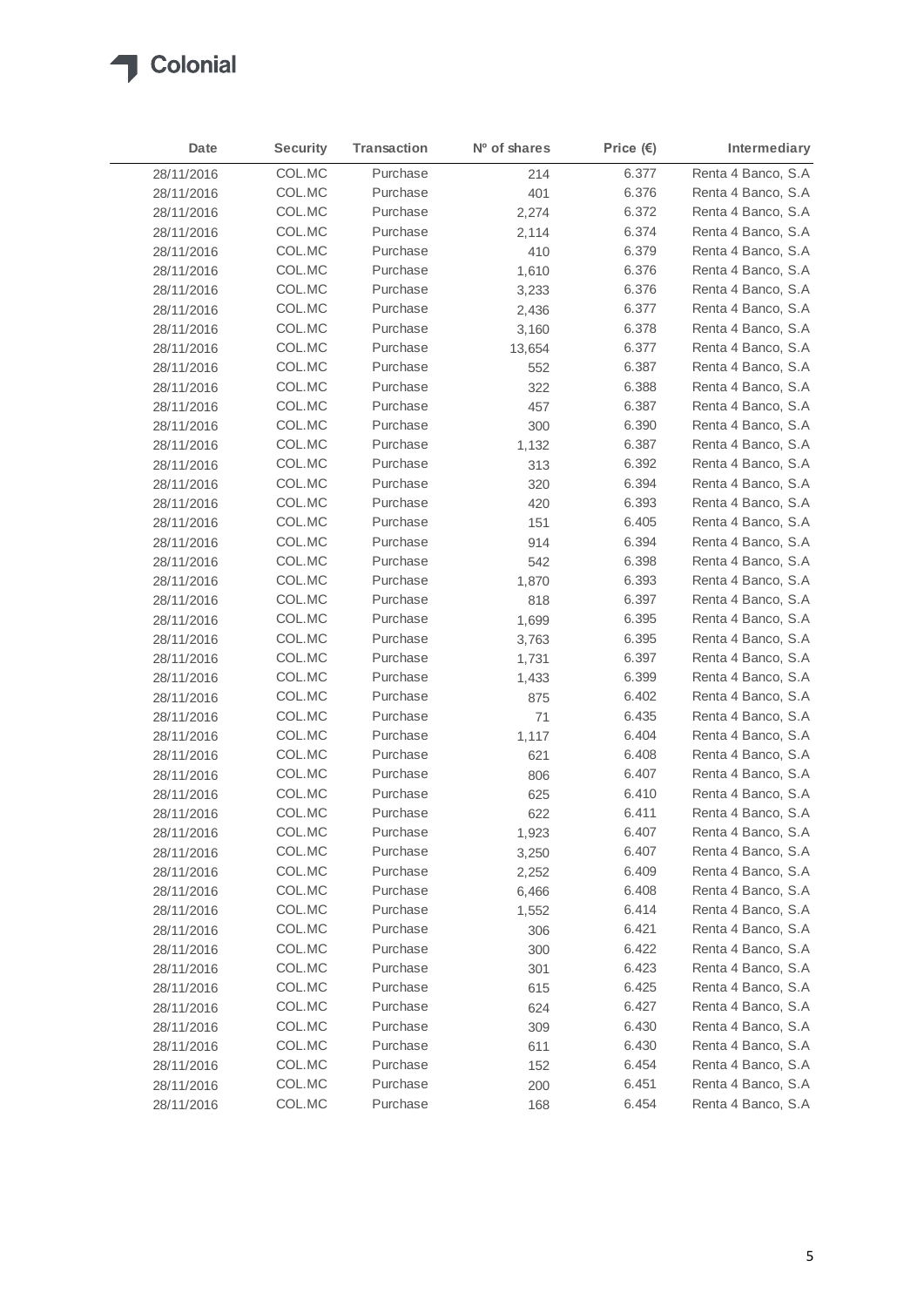Colonial

| Date | Security | Transaction | Nº of shares | Price (€) | Intermediary |
|---|---|---|---|---|---|
| 28/11/2016 | COL.MC | Purchase | 214 | 6.377 | Renta 4 Banco, S.A |
| 28/11/2016 | COL.MC | Purchase | 401 | 6.376 | Renta 4 Banco, S.A |
| 28/11/2016 | COL.MC | Purchase | 2,274 | 6.372 | Renta 4 Banco, S.A |
| 28/11/2016 | COL.MC | Purchase | 2,114 | 6.374 | Renta 4 Banco, S.A |
| 28/11/2016 | COL.MC | Purchase | 410 | 6.379 | Renta 4 Banco, S.A |
| 28/11/2016 | COL.MC | Purchase | 1,610 | 6.376 | Renta 4 Banco, S.A |
| 28/11/2016 | COL.MC | Purchase | 3,233 | 6.376 | Renta 4 Banco, S.A |
| 28/11/2016 | COL.MC | Purchase | 2,436 | 6.377 | Renta 4 Banco, S.A |
| 28/11/2016 | COL.MC | Purchase | 3,160 | 6.378 | Renta 4 Banco, S.A |
| 28/11/2016 | COL.MC | Purchase | 13,654 | 6.377 | Renta 4 Banco, S.A |
| 28/11/2016 | COL.MC | Purchase | 552 | 6.387 | Renta 4 Banco, S.A |
| 28/11/2016 | COL.MC | Purchase | 322 | 6.388 | Renta 4 Banco, S.A |
| 28/11/2016 | COL.MC | Purchase | 457 | 6.387 | Renta 4 Banco, S.A |
| 28/11/2016 | COL.MC | Purchase | 300 | 6.390 | Renta 4 Banco, S.A |
| 28/11/2016 | COL.MC | Purchase | 1,132 | 6.387 | Renta 4 Banco, S.A |
| 28/11/2016 | COL.MC | Purchase | 313 | 6.392 | Renta 4 Banco, S.A |
| 28/11/2016 | COL.MC | Purchase | 320 | 6.394 | Renta 4 Banco, S.A |
| 28/11/2016 | COL.MC | Purchase | 420 | 6.393 | Renta 4 Banco, S.A |
| 28/11/2016 | COL.MC | Purchase | 151 | 6.405 | Renta 4 Banco, S.A |
| 28/11/2016 | COL.MC | Purchase | 914 | 6.394 | Renta 4 Banco, S.A |
| 28/11/2016 | COL.MC | Purchase | 542 | 6.398 | Renta 4 Banco, S.A |
| 28/11/2016 | COL.MC | Purchase | 1,870 | 6.393 | Renta 4 Banco, S.A |
| 28/11/2016 | COL.MC | Purchase | 818 | 6.397 | Renta 4 Banco, S.A |
| 28/11/2016 | COL.MC | Purchase | 1,699 | 6.395 | Renta 4 Banco, S.A |
| 28/11/2016 | COL.MC | Purchase | 3,763 | 6.395 | Renta 4 Banco, S.A |
| 28/11/2016 | COL.MC | Purchase | 1,731 | 6.397 | Renta 4 Banco, S.A |
| 28/11/2016 | COL.MC | Purchase | 1,433 | 6.399 | Renta 4 Banco, S.A |
| 28/11/2016 | COL.MC | Purchase | 875 | 6.402 | Renta 4 Banco, S.A |
| 28/11/2016 | COL.MC | Purchase | 71 | 6.435 | Renta 4 Banco, S.A |
| 28/11/2016 | COL.MC | Purchase | 1,117 | 6.404 | Renta 4 Banco, S.A |
| 28/11/2016 | COL.MC | Purchase | 621 | 6.408 | Renta 4 Banco, S.A |
| 28/11/2016 | COL.MC | Purchase | 806 | 6.407 | Renta 4 Banco, S.A |
| 28/11/2016 | COL.MC | Purchase | 625 | 6.410 | Renta 4 Banco, S.A |
| 28/11/2016 | COL.MC | Purchase | 622 | 6.411 | Renta 4 Banco, S.A |
| 28/11/2016 | COL.MC | Purchase | 1,923 | 6.407 | Renta 4 Banco, S.A |
| 28/11/2016 | COL.MC | Purchase | 3,250 | 6.407 | Renta 4 Banco, S.A |
| 28/11/2016 | COL.MC | Purchase | 2,252 | 6.409 | Renta 4 Banco, S.A |
| 28/11/2016 | COL.MC | Purchase | 6,466 | 6.408 | Renta 4 Banco, S.A |
| 28/11/2016 | COL.MC | Purchase | 1,552 | 6.414 | Renta 4 Banco, S.A |
| 28/11/2016 | COL.MC | Purchase | 306 | 6.421 | Renta 4 Banco, S.A |
| 28/11/2016 | COL.MC | Purchase | 300 | 6.422 | Renta 4 Banco, S.A |
| 28/11/2016 | COL.MC | Purchase | 301 | 6.423 | Renta 4 Banco, S.A |
| 28/11/2016 | COL.MC | Purchase | 615 | 6.425 | Renta 4 Banco, S.A |
| 28/11/2016 | COL.MC | Purchase | 624 | 6.427 | Renta 4 Banco, S.A |
| 28/11/2016 | COL.MC | Purchase | 309 | 6.430 | Renta 4 Banco, S.A |
| 28/11/2016 | COL.MC | Purchase | 611 | 6.430 | Renta 4 Banco, S.A |
| 28/11/2016 | COL.MC | Purchase | 152 | 6.454 | Renta 4 Banco, S.A |
| 28/11/2016 | COL.MC | Purchase | 200 | 6.451 | Renta 4 Banco, S.A |
| 28/11/2016 | COL.MC | Purchase | 168 | 6.454 | Renta 4 Banco, S.A |